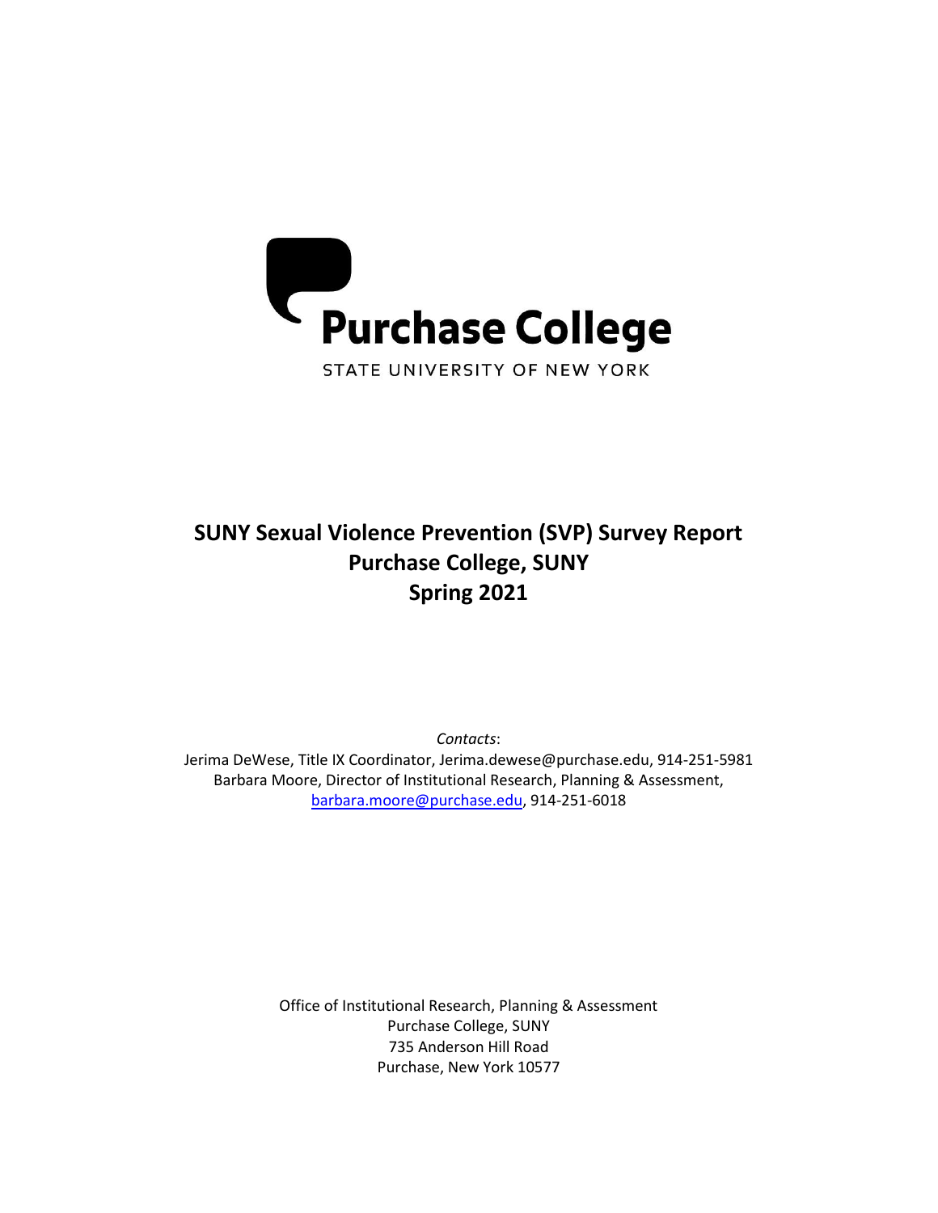Purchase College

STATE UNIVERSITY OF NEW YORK

# SUNY Sexual Violence Prevention (SVP) Survey Report
# Purchase College, SUNY
# Spring 2021

*Contacts*:

Jerima DeWese, Title IX Coordinator, Jerima.dewese@purchase.edu, 914-251-5981

Barbara Moore, Director of Institutional Research, Planning & Assessment, barbara.moore@purchase.edu, 914-251-6018

Office of Institutional Research, Planning & Assessment

Purchase College, SUNY

735 Anderson Hill Road

Purchase, New York 10577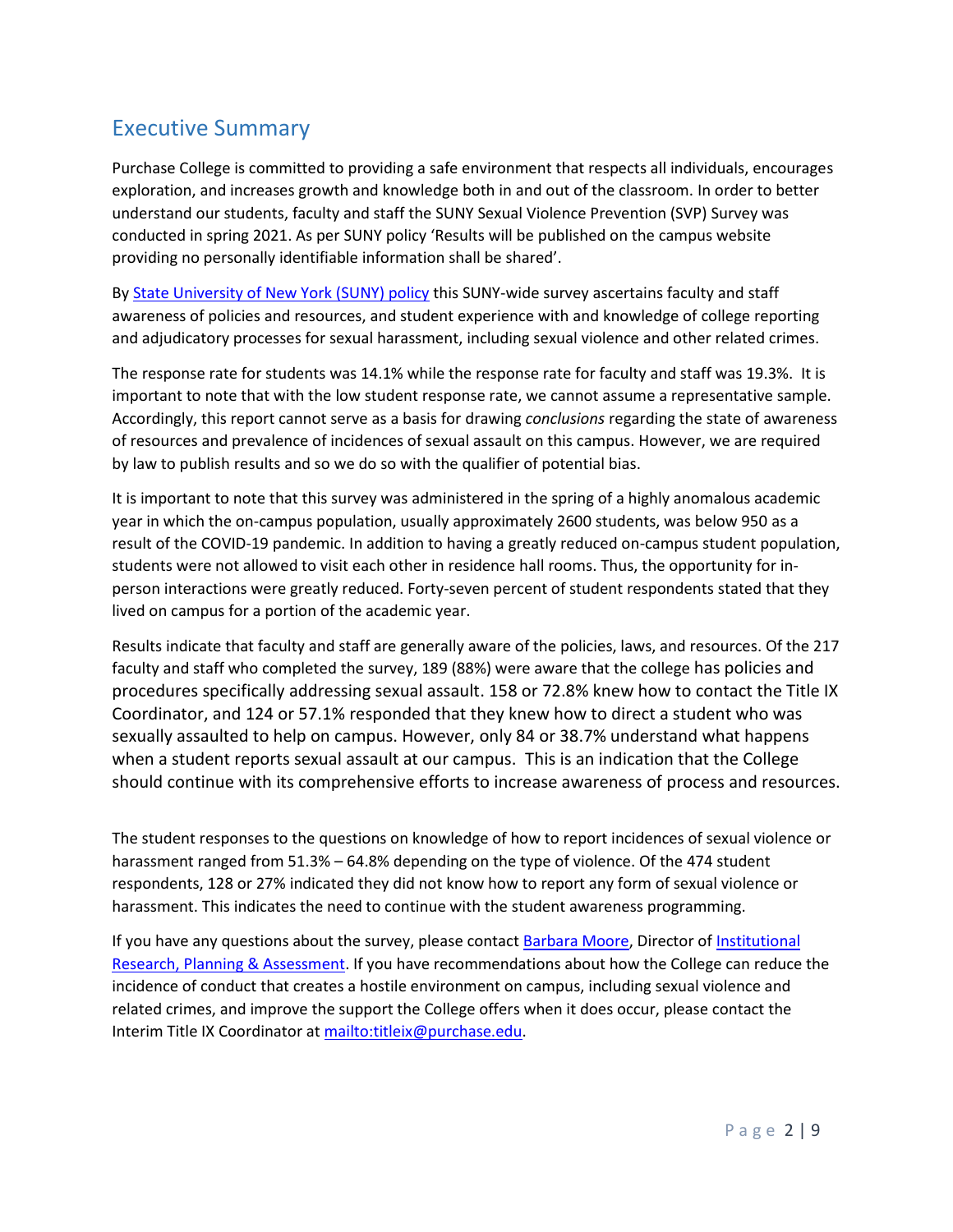## Executive Summary

Purchase College is committed to providing a safe environment that respects all individuals, encourages exploration, and increases growth and knowledge both in and out of the classroom. In order to better understand our students, faculty and staff the SUNY Sexual Violence Prevention (SVP) Survey was conducted in spring 2021. As per SUNY policy 'Results will be published on the campus website providing no personally identifiable information shall be shared'.

By State University of New York (SUNY) policy this SUNY-wide survey ascertains faculty and staff awareness of policies and resources, and student experience with and knowledge of college reporting and adjudicatory processes for sexual harassment, including sexual violence and other related crimes.

The response rate for students was 14.1% while the response rate for faculty and staff was 19.3%. It is important to note that with the low student response rate, we cannot assume a representative sample. Accordingly, this report cannot serve as a basis for drawing *conclusions* regarding the state of awareness of resources and prevalence of incidences of sexual assault on this campus. However, we are required by law to publish results and so we do so with the qualifier of potential bias.

It is important to note that this survey was administered in the spring of a highly anomalous academic year in which the on-campus population, usually approximately 2600 students, was below 950 as a result of the COVID-19 pandemic. In addition to having a greatly reduced on-campus student population, students were not allowed to visit each other in residence hall rooms. Thus, the opportunity for in-person interactions were greatly reduced. Forty-seven percent of student respondents stated that they lived on campus for a portion of the academic year.

Results indicate that faculty and staff are generally aware of the policies, laws, and resources. Of the 217 faculty and staff who completed the survey, 189 (88%) were aware that the college has policies and procedures specifically addressing sexual assault. 158 or 72.8% knew how to contact the Title IX Coordinator, and 124 or 57.1% responded that they knew how to direct a student who was sexually assaulted to help on campus. However, only 84 or 38.7% understand what happens when a student reports sexual assault at our campus. This is an indication that the College should continue with its comprehensive efforts to increase awareness of process and resources.

The student responses to the questions on knowledge of how to report incidences of sexual violence or harassment ranged from 51.3% – 64.8% depending on the type of violence. Of the 474 student respondents, 128 or 27% indicated they did not know how to report any form of sexual violence or harassment. This indicates the need to continue with the student awareness programming.

If you have any questions about the survey, please contact Barbara Moore, Director of Institutional Research, Planning & Assessment. If you have recommendations about how the College can reduce the incidence of conduct that creates a hostile environment on campus, including sexual violence and related crimes, and improve the support the College offers when it does occur, please contact the Interim Title IX Coordinator at mailto:titleix@purchase.edu.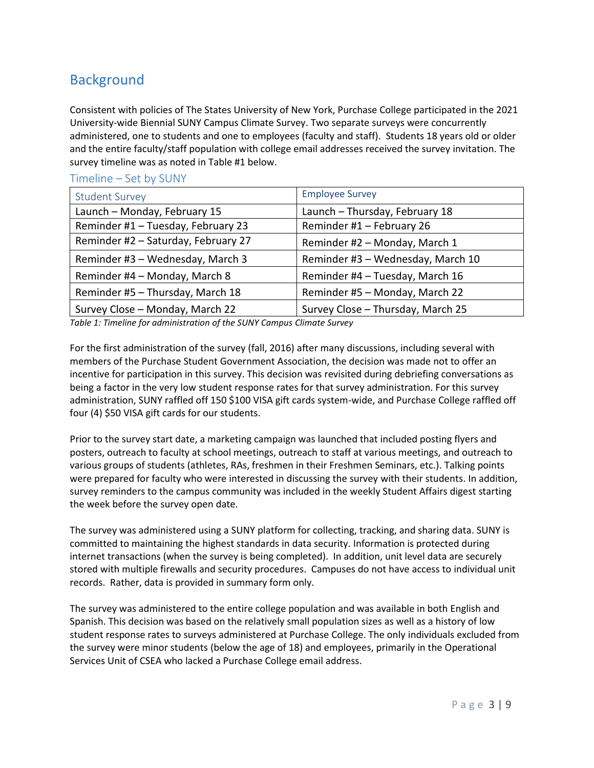## Background

Consistent with policies of The States University of New York, Purchase College participated in the 2021 University-wide Biennial SUNY Campus Climate Survey. Two separate surveys were concurrently administered, one to students and one to employees (faculty and staff). Students 18 years old or older and the entire faculty/staff population with college email addresses received the survey invitation. The survey timeline was as noted in Table #1 below.

### Timeline – Set by SUNY

| Student Survey | Employee Survey |
|---|---|
| Launch – Monday, February 15 | Launch – Thursday, February 18 |
| Reminder #1 – Tuesday, February 23 | Reminder #1 – February 26 |
| Reminder #2 – Saturday, February 27 | Reminder #2 – Monday, March 1 |
| Reminder #3 – Wednesday, March 3 | Reminder #3 – Wednesday, March 10 |
| Reminder #4 – Monday, March 8 | Reminder #4 – Tuesday, March 16 |
| Reminder #5 – Thursday, March 18 | Reminder #5 – Monday, March 22 |
| Survey Close – Monday, March 22 | Survey Close – Thursday, March 25 |

*Table 1: Timeline for administration of the SUNY Campus Climate Survey*

For the first administration of the survey (fall, 2016) after many discussions, including several with members of the Purchase Student Government Association, the decision was made not to offer an incentive for participation in this survey. This decision was revisited during debriefing conversations as being a factor in the very low student response rates for that survey administration. For this survey administration, SUNY raffled off 150 $100 VISA gift cards system-wide, and Purchase College raffled off four (4) $50 VISA gift cards for our students.

Prior to the survey start date, a marketing campaign was launched that included posting flyers and posters, outreach to faculty at school meetings, outreach to staff at various meetings, and outreach to various groups of students (athletes, RAs, freshmen in their Freshmen Seminars, etc.). Talking points were prepared for faculty who were interested in discussing the survey with their students. In addition, survey reminders to the campus community was included in the weekly Student Affairs digest starting the week before the survey open date.

The survey was administered using a SUNY platform for collecting, tracking, and sharing data. SUNY is committed to maintaining the highest standards in data security. Information is protected during internet transactions (when the survey is being completed). In addition, unit level data are securely stored with multiple firewalls and security procedures. Campuses do not have access to individual unit records. Rather, data is provided in summary form only.

The survey was administered to the entire college population and was available in both English and Spanish. This decision was based on the relatively small population sizes as well as a history of low student response rates to surveys administered at Purchase College. The only individuals excluded from the survey were minor students (below the age of 18) and employees, primarily in the Operational Services Unit of CSEA who lacked a Purchase College email address.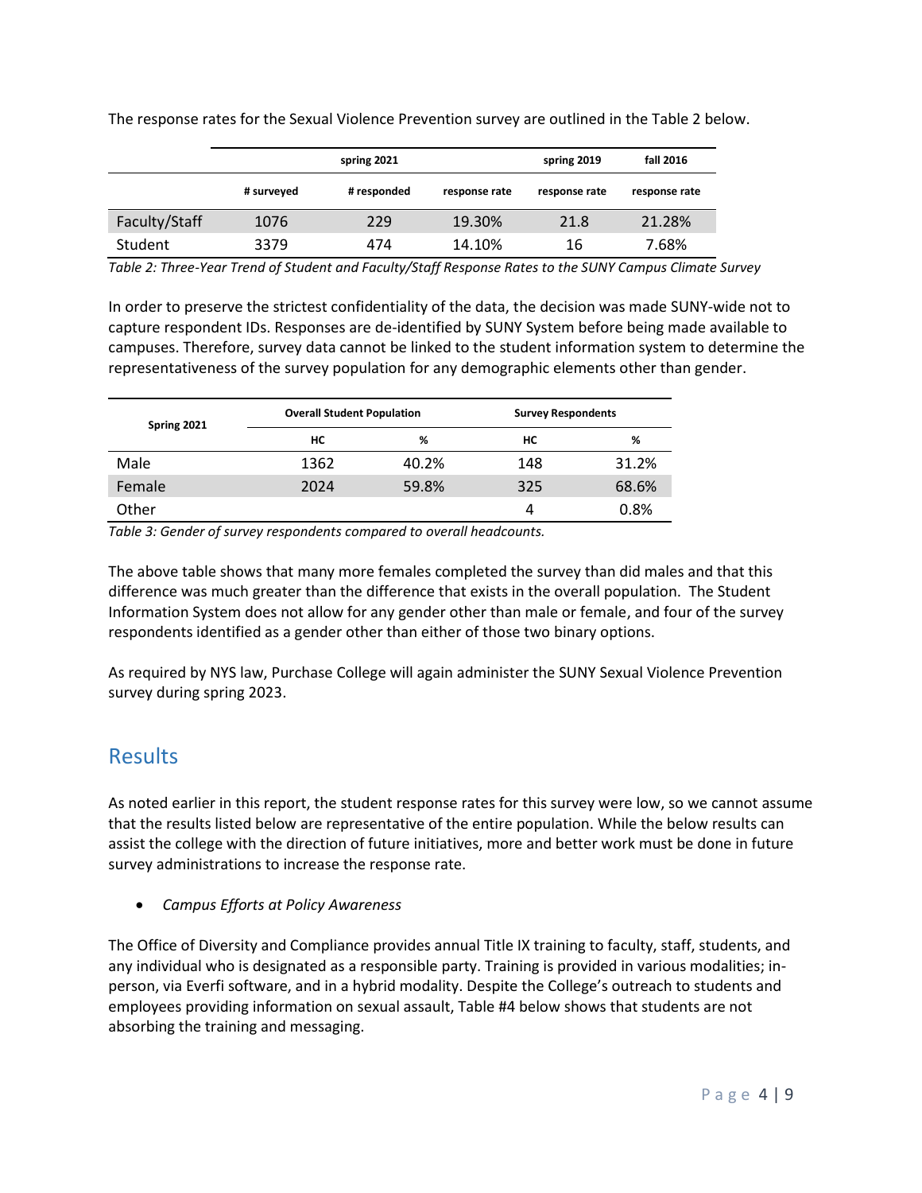The response rates for the Sexual Violence Prevention survey are outlined in the Table 2 below.

| | spring 2021 | | | spring 2019 | fall 2016 |
|---|---|---|---|---|---|
| | # surveyed | # responded | response rate | response rate | response rate |
| Faculty/Staff | 1076 | 229 | 19.30% | 21.8 | 21.28% |
| Student | 3379 | 474 | 14.10% | 16 | 7.68% |

*Table 2: Three-Year Trend of Student and Faculty/Staff Response Rates to the SUNY Campus Climate Survey*

In order to preserve the strictest confidentiality of the data, the decision was made SUNY-wide not to capture respondent IDs. Responses are de-identified by SUNY System before being made available to campuses. Therefore, survey data cannot be linked to the student information system to determine the representativeness of the survey population for any demographic elements other than gender.

| Spring 2021 | Overall Student Population | | Survey Respondents | |
|---|---|---|---|---|
| | HC | % | HC | % |
| Male | 1362 | 40.2% | 148 | 31.2% |
| Female | 2024 | 59.8% | 325 | 68.6% |
| Other | | | 4 | 0.8% |

*Table 3: Gender of survey respondents compared to overall headcounts.*

The above table shows that many more females completed the survey than did males and that this difference was much greater than the difference that exists in the overall population. The Student Information System does not allow for any gender other than male or female, and four of the survey respondents identified as a gender other than either of those two binary options.

As required by NYS law, Purchase College will again administer the SUNY Sexual Violence Prevention survey during spring 2023.

## Results

As noted earlier in this report, the student response rates for this survey were low, so we cannot assume that the results listed below are representative of the entire population. While the below results can assist the college with the direction of future initiatives, more and better work must be done in future survey administrations to increase the response rate.

- *Campus Efforts at Policy Awareness*

The Office of Diversity and Compliance provides annual Title IX training to faculty, staff, students, and any individual who is designated as a responsible party. Training is provided in various modalities; in-person, via Everfi software, and in a hybrid modality. Despite the College's outreach to students and employees providing information on sexual assault, Table #4 below shows that students are not absorbing the training and messaging.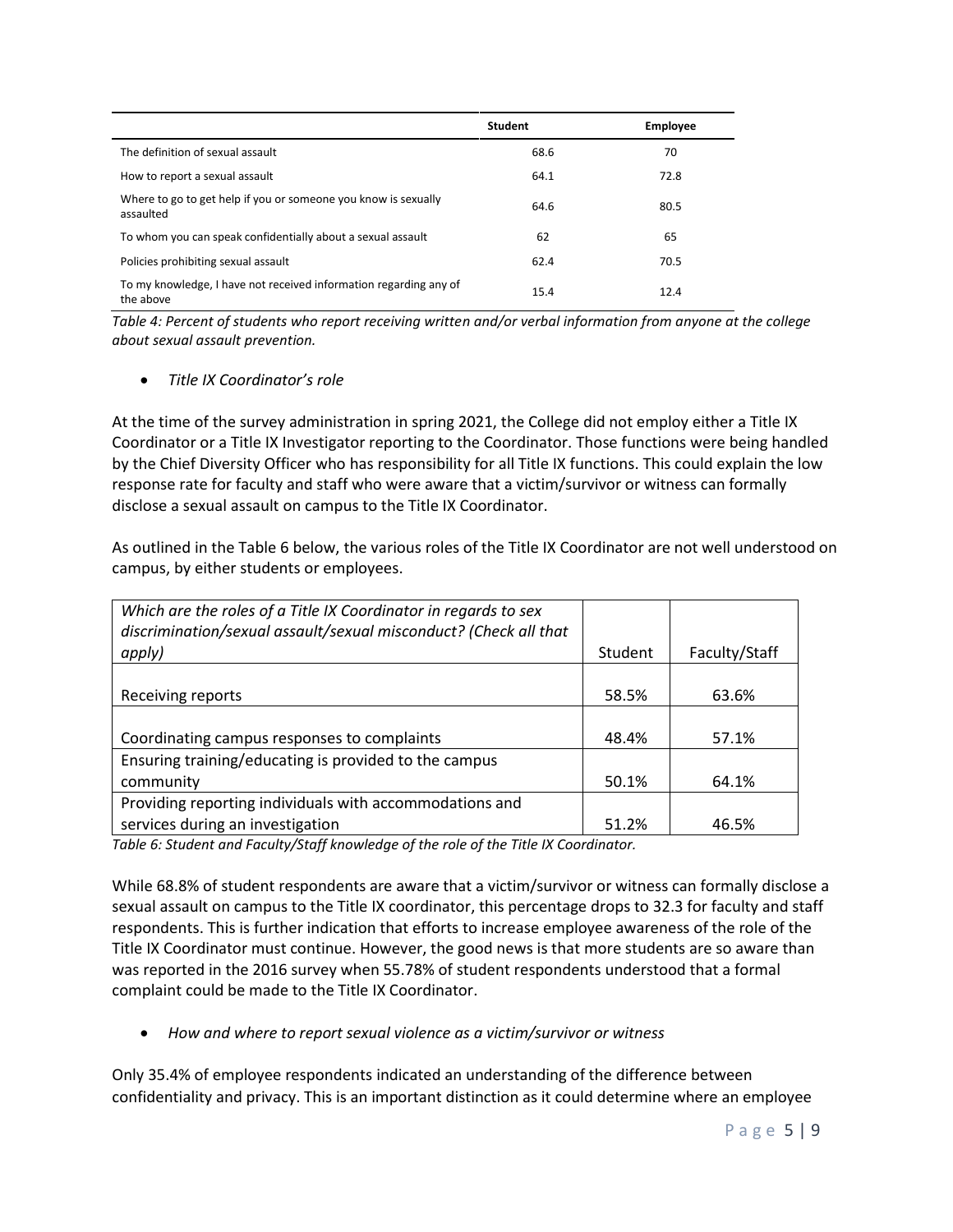| | Student | Employee |
|---|---|---|
| The definition of sexual assault | 68.6 | 70 |
| How to report a sexual assault | 64.1 | 72.8 |
| Where to go to get help if you or someone you know is sexually assaulted | 64.6 | 80.5 |
| To whom you can speak confidentially about a sexual assault | 62 | 65 |
| Policies prohibiting sexual assault | 62.4 | 70.5 |
| To my knowledge, I have not received information regarding any of the above | 15.4 | 12.4 |

*Table 4: Percent of students who report receiving written and/or verbal information from anyone at the college about sexual assault prevention.*

- *Title IX Coordinator's role*

At the time of the survey administration in spring 2021, the College did not employ either a Title IX Coordinator or a Title IX Investigator reporting to the Coordinator. Those functions were being handled by the Chief Diversity Officer who has responsibility for all Title IX functions. This could explain the low response rate for faculty and staff who were aware that a victim/survivor or witness can formally disclose a sexual assault on campus to the Title IX Coordinator.

As outlined in the Table 6 below, the various roles of the Title IX Coordinator are not well understood on campus, by either students or employees.

| *Which are the roles of a Title IX Coordinator in regards to sex discrimination/sexual assault/sexual misconduct? (Check all that apply)* | Student | Faculty/Staff |
|---|---|---|
| Receiving reports | 58.5% | 63.6% |
| Coordinating campus responses to complaints | 48.4% | 57.1% |
| Ensuring training/educating is provided to the campus community | 50.1% | 64.1% |
| Providing reporting individuals with accommodations and services during an investigation | 51.2% | 46.5% |

*Table 6: Student and Faculty/Staff knowledge of the role of the Title IX Coordinator.*

While 68.8% of student respondents are aware that a victim/survivor or witness can formally disclose a sexual assault on campus to the Title IX coordinator, this percentage drops to 32.3 for faculty and staff respondents. This is further indication that efforts to increase employee awareness of the role of the Title IX Coordinator must continue. However, the good news is that more students are so aware than was reported in the 2016 survey when 55.78% of student respondents understood that a formal complaint could be made to the Title IX Coordinator.

- *How and where to report sexual violence as a victim/survivor or witness*

Only 35.4% of employee respondents indicated an understanding of the difference between confidentiality and privacy. This is an important distinction as it could determine where an employee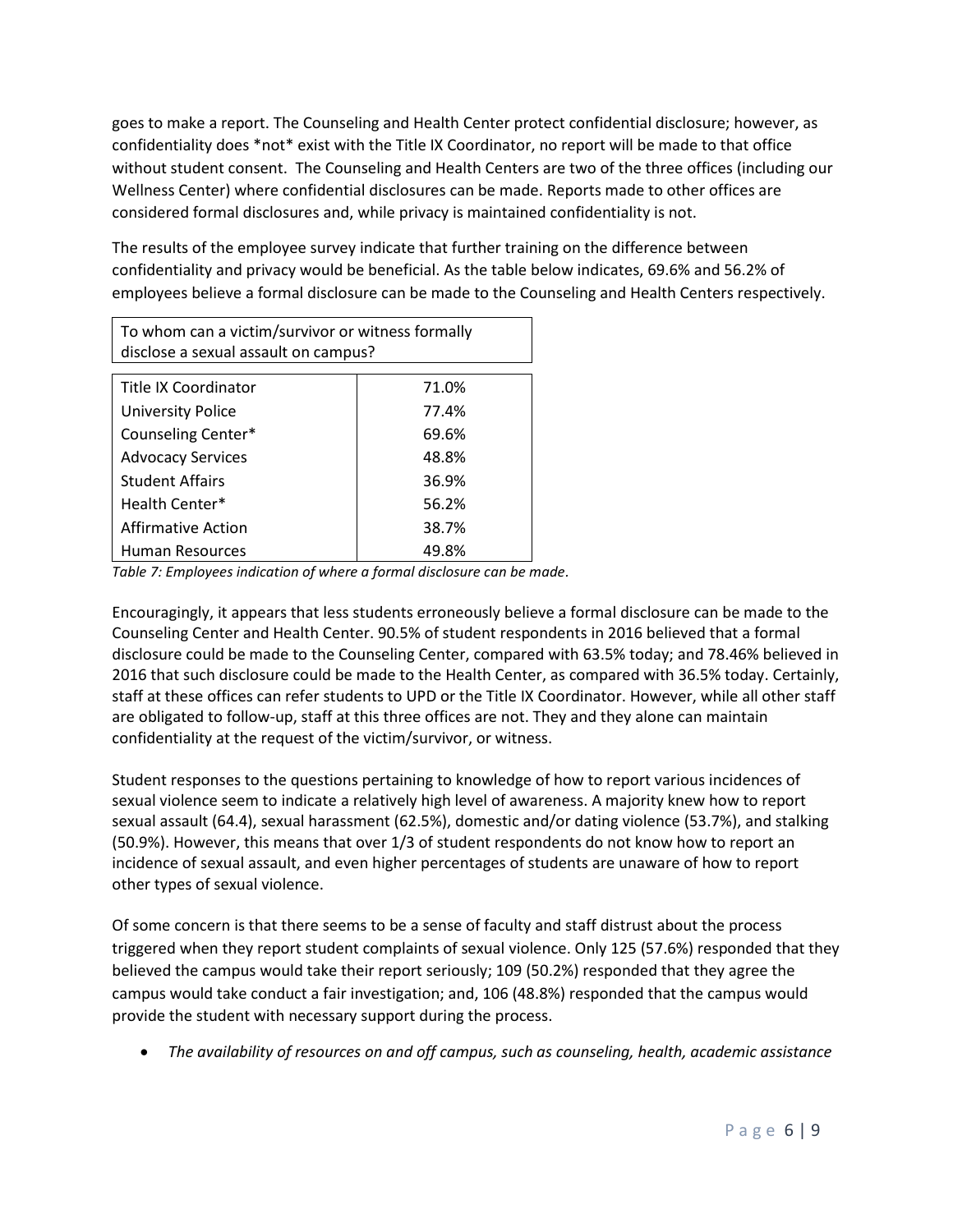goes to make a report. The Counseling and Health Center protect confidential disclosure; however, as confidentiality does *not* exist with the Title IX Coordinator, no report will be made to that office without student consent. The Counseling and Health Centers are two of the three offices (including our Wellness Center) where confidential disclosures can be made. Reports made to other offices are considered formal disclosures and, while privacy is maintained confidentiality is not.

The results of the employee survey indicate that further training on the difference between confidentiality and privacy would be beneficial. As the table below indicates, 69.6% and 56.2% of employees believe a formal disclosure can be made to the Counseling and Health Centers respectively.

| To whom can a victim/survivor or witness formally disclose a sexual assault on campus? | |
|---|---|
| Title IX Coordinator | 71.0% |
| University Police | 77.4% |
| Counseling Center* | 69.6% |
| Advocacy Services | 48.8% |
| Student Affairs | 36.9% |
| Health Center* | 56.2% |
| Affirmative Action | 38.7% |
| Human Resources | 49.8% |

*Table 7: Employees indication of where a formal disclosure can be made.*

Encouragingly, it appears that less students erroneously believe a formal disclosure can be made to the Counseling Center and Health Center. 90.5% of student respondents in 2016 believed that a formal disclosure could be made to the Counseling Center, compared with 63.5% today; and 78.46% believed in 2016 that such disclosure could be made to the Health Center, as compared with 36.5% today. Certainly, staff at these offices can refer students to UPD or the Title IX Coordinator. However, while all other staff are obligated to follow-up, staff at this three offices are not. They and they alone can maintain confidentiality at the request of the victim/survivor, or witness.

Student responses to the questions pertaining to knowledge of how to report various incidences of sexual violence seem to indicate a relatively high level of awareness. A majority knew how to report sexual assault (64.4), sexual harassment (62.5%), domestic and/or dating violence (53.7%), and stalking (50.9%). However, this means that over 1/3 of student respondents do not know how to report an incidence of sexual assault, and even higher percentages of students are unaware of how to report other types of sexual violence.

Of some concern is that there seems to be a sense of faculty and staff distrust about the process triggered when they report student complaints of sexual violence. Only 125 (57.6%) responded that they believed the campus would take their report seriously; 109 (50.2%) responded that they agree the campus would take conduct a fair investigation; and, 106 (48.8%) responded that the campus would provide the student with necessary support during the process.

- *The availability of resources on and off campus, such as counseling, health, academic assistance*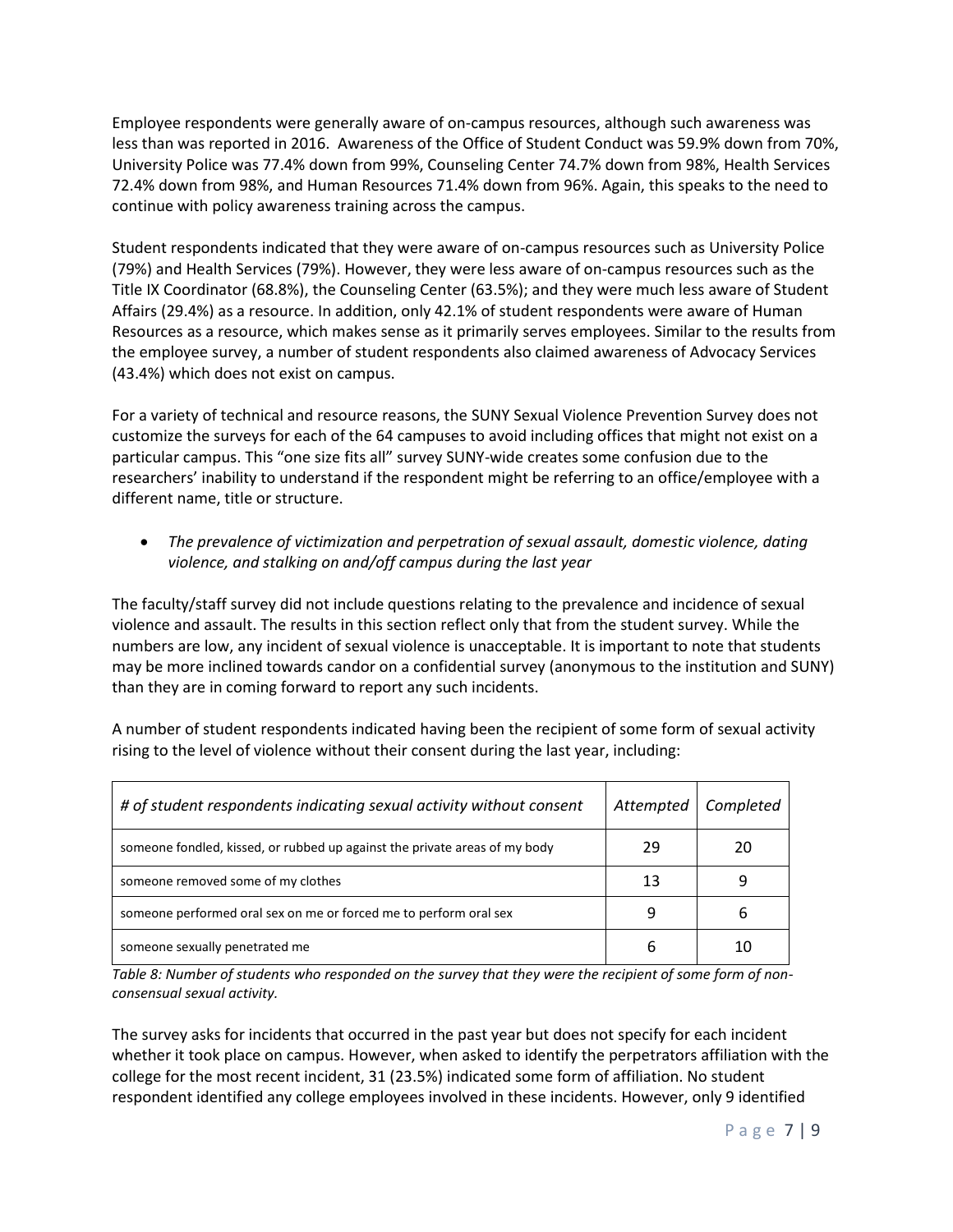Employee respondents were generally aware of on-campus resources, although such awareness was less than was reported in 2016. Awareness of the Office of Student Conduct was 59.9% down from 70%, University Police was 77.4% down from 99%, Counseling Center 74.7% down from 98%, Health Services 72.4% down from 98%, and Human Resources 71.4% down from 96%. Again, this speaks to the need to continue with policy awareness training across the campus.

Student respondents indicated that they were aware of on-campus resources such as University Police (79%) and Health Services (79%). However, they were less aware of on-campus resources such as the Title IX Coordinator (68.8%), the Counseling Center (63.5%); and they were much less aware of Student Affairs (29.4%) as a resource. In addition, only 42.1% of student respondents were aware of Human Resources as a resource, which makes sense as it primarily serves employees. Similar to the results from the employee survey, a number of student respondents also claimed awareness of Advocacy Services (43.4%) which does not exist on campus.

For a variety of technical and resource reasons, the SUNY Sexual Violence Prevention Survey does not customize the surveys for each of the 64 campuses to avoid including offices that might not exist on a particular campus. This "one size fits all" survey SUNY-wide creates some confusion due to the researchers' inability to understand if the respondent might be referring to an office/employee with a different name, title or structure.

- *The prevalence of victimization and perpetration of sexual assault, domestic violence, dating violence, and stalking on and/off campus during the last year*

The faculty/staff survey did not include questions relating to the prevalence and incidence of sexual violence and assault. The results in this section reflect only that from the student survey. While the numbers are low, any incident of sexual violence is unacceptable. It is important to note that students may be more inclined towards candor on a confidential survey (anonymous to the institution and SUNY) than they are in coming forward to report any such incidents.

A number of student respondents indicated having been the recipient of some form of sexual activity rising to the level of violence without their consent during the last year, including:

| *# of student respondents indicating sexual activity without consent* | *Attempted* | *Completed* |
|---|---|---|
| someone fondled, kissed, or rubbed up against the private areas of my body | 29 | 20 |
| someone removed some of my clothes | 13 | 9 |
| someone performed oral sex on me or forced me to perform oral sex | 9 | 6 |
| someone sexually penetrated me | 6 | 10 |

*Table 8: Number of students who responded on the survey that they were the recipient of some form of non-consensual sexual activity.*

The survey asks for incidents that occurred in the past year but does not specify for each incident whether it took place on campus. However, when asked to identify the perpetrators affiliation with the college for the most recent incident, 31 (23.5%) indicated some form of affiliation. No student respondent identified any college employees involved in these incidents. However, only 9 identified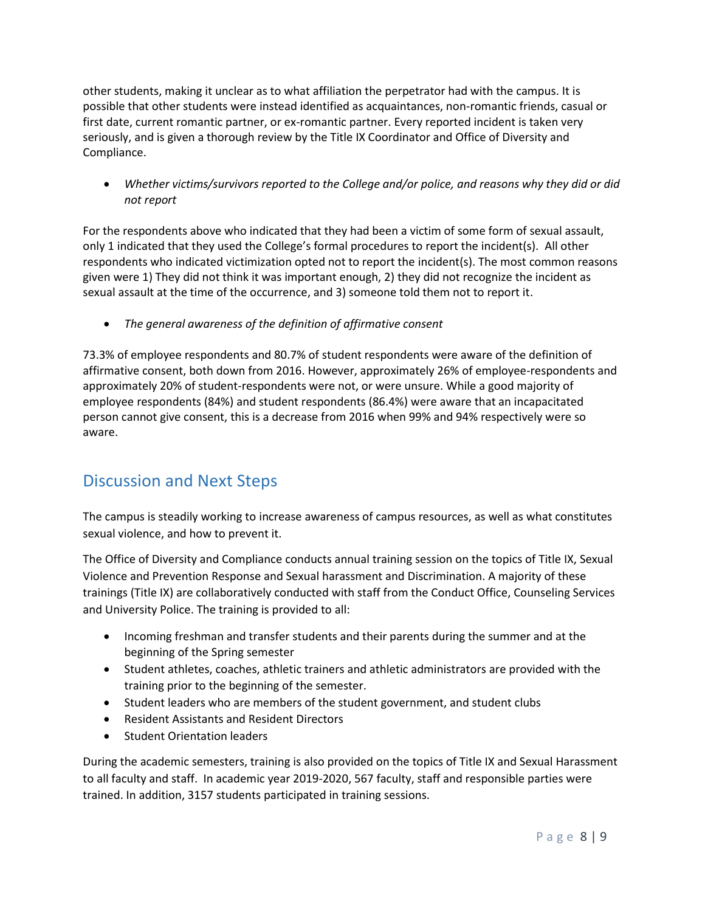other students, making it unclear as to what affiliation the perpetrator had with the campus. It is possible that other students were instead identified as acquaintances, non-romantic friends, casual or first date, current romantic partner, or ex-romantic partner. Every reported incident is taken very seriously, and is given a thorough review by the Title IX Coordinator and Office of Diversity and Compliance.

- *Whether victims/survivors reported to the College and/or police, and reasons why they did or did not report*

For the respondents above who indicated that they had been a victim of some form of sexual assault, only 1 indicated that they used the College's formal procedures to report the incident(s). All other respondents who indicated victimization opted not to report the incident(s). The most common reasons given were 1) They did not think it was important enough, 2) they did not recognize the incident as sexual assault at the time of the occurrence, and 3) someone told them not to report it.

- *The general awareness of the definition of affirmative consent*

73.3% of employee respondents and 80.7% of student respondents were aware of the definition of affirmative consent, both down from 2016. However, approximately 26% of employee-respondents and approximately 20% of student-respondents were not, or were unsure. While a good majority of employee respondents (84%) and student respondents (86.4%) were aware that an incapacitated person cannot give consent, this is a decrease from 2016 when 99% and 94% respectively were so aware.

## Discussion and Next Steps

The campus is steadily working to increase awareness of campus resources, as well as what constitutes sexual violence, and how to prevent it.

The Office of Diversity and Compliance conducts annual training session on the topics of Title IX, Sexual Violence and Prevention Response and Sexual harassment and Discrimination. A majority of these trainings (Title IX) are collaboratively conducted with staff from the Conduct Office, Counseling Services and University Police. The training is provided to all:

- Incoming freshman and transfer students and their parents during the summer and at the beginning of the Spring semester
- Student athletes, coaches, athletic trainers and athletic administrators are provided with the training prior to the beginning of the semester.
- Student leaders who are members of the student government, and student clubs
- Resident Assistants and Resident Directors
- Student Orientation leaders

During the academic semesters, training is also provided on the topics of Title IX and Sexual Harassment to all faculty and staff. In academic year 2019-2020, 567 faculty, staff and responsible parties were trained. In addition, 3157 students participated in training sessions.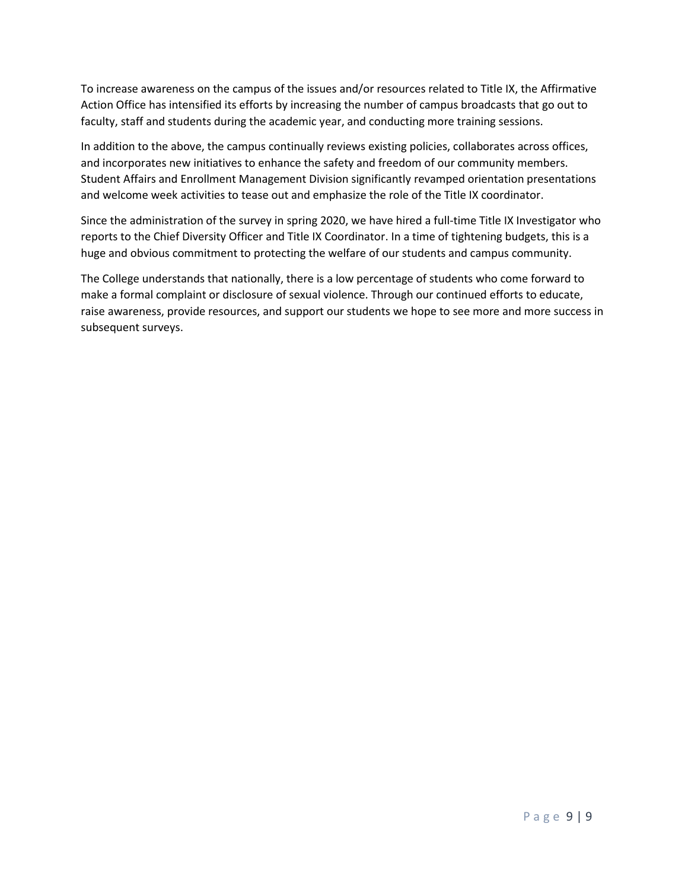To increase awareness on the campus of the issues and/or resources related to Title IX, the Affirmative Action Office has intensified its efforts by increasing the number of campus broadcasts that go out to faculty, staff and students during the academic year, and conducting more training sessions.

In addition to the above, the campus continually reviews existing policies, collaborates across offices, and incorporates new initiatives to enhance the safety and freedom of our community members. Student Affairs and Enrollment Management Division significantly revamped orientation presentations and welcome week activities to tease out and emphasize the role of the Title IX coordinator.

Since the administration of the survey in spring 2020, we have hired a full-time Title IX Investigator who reports to the Chief Diversity Officer and Title IX Coordinator. In a time of tightening budgets, this is a huge and obvious commitment to protecting the welfare of our students and campus community.

The College understands that nationally, there is a low percentage of students who come forward to make a formal complaint or disclosure of sexual violence. Through our continued efforts to educate, raise awareness, provide resources, and support our students we hope to see more and more success in subsequent surveys.